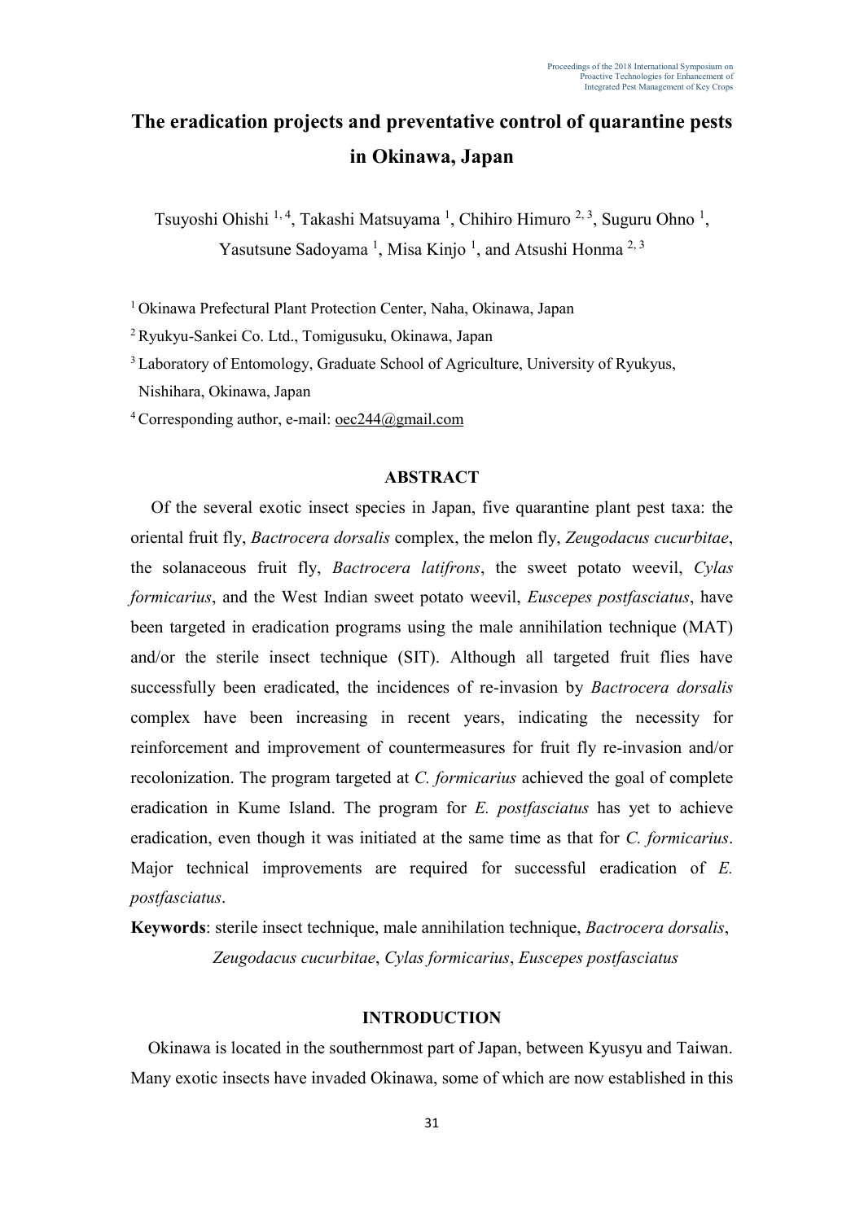# The eradication projects and preventative control of quarantine pests in Okinawa, Japan

Tsuyoshi Ohishi [1,4], Takashi Matsuyama [1], Chihiro Himuro [2,3], Suguru Ohno [1], Yasutsune Sadoyama [1], Misa Kinjo [1], and Atsushi Honma [2,3]

[1] Okinawa Prefectural Plant Protection Center, Naha, Okinawa, Japan

[2] Ryukyu-Sankei Co. Ltd., Tomigusuku, Okinawa, Japan

[3] Laboratory of Entomology, Graduate School of Agriculture, University of Ryukyus, Nishihara, Okinawa, Japan

[4] Corresponding author, e-mail: oec244@gmail.com

## ABSTRACT

Of the several exotic insect species in Japan, five quarantine plant pest taxa: the oriental fruit fly, *Bactrocera dorsalis* complex, the melon fly, *Zeugodacus cucurbitae*, the solanaceous fruit fly, *Bactrocera latifrons*, the sweet potato weevil, *Cylas formicarius*, and the West Indian sweet potato weevil, *Euscepes postfasciatus*, have been targeted in eradication programs using the male annihilation technique (MAT) and/or the sterile insect technique (SIT). Although all targeted fruit flies have successfully been eradicated, the incidences of re-invasion by *Bactrocera dorsalis* complex have been increasing in recent years, indicating the necessity for reinforcement and improvement of countermeasures for fruit fly re-invasion and/or recolonization. The program targeted at *C. formicarius* achieved the goal of complete eradication in Kume Island. The program for *E. postfasciatus* has yet to achieve eradication, even though it was initiated at the same time as that for *C. formicarius*. Major technical improvements are required for successful eradication of *E. postfasciatus*.

**Keywords**: sterile insect technique, male annihilation technique, *Bactrocera dorsalis*, *Zeugodacus cucurbitae*, *Cylas formicarius*, *Euscepes postfasciatus*

## INTRODUCTION

Okinawa is located in the southernmost part of Japan, between Kyusyu and Taiwan. Many exotic insects have invaded Okinawa, some of which are now established in this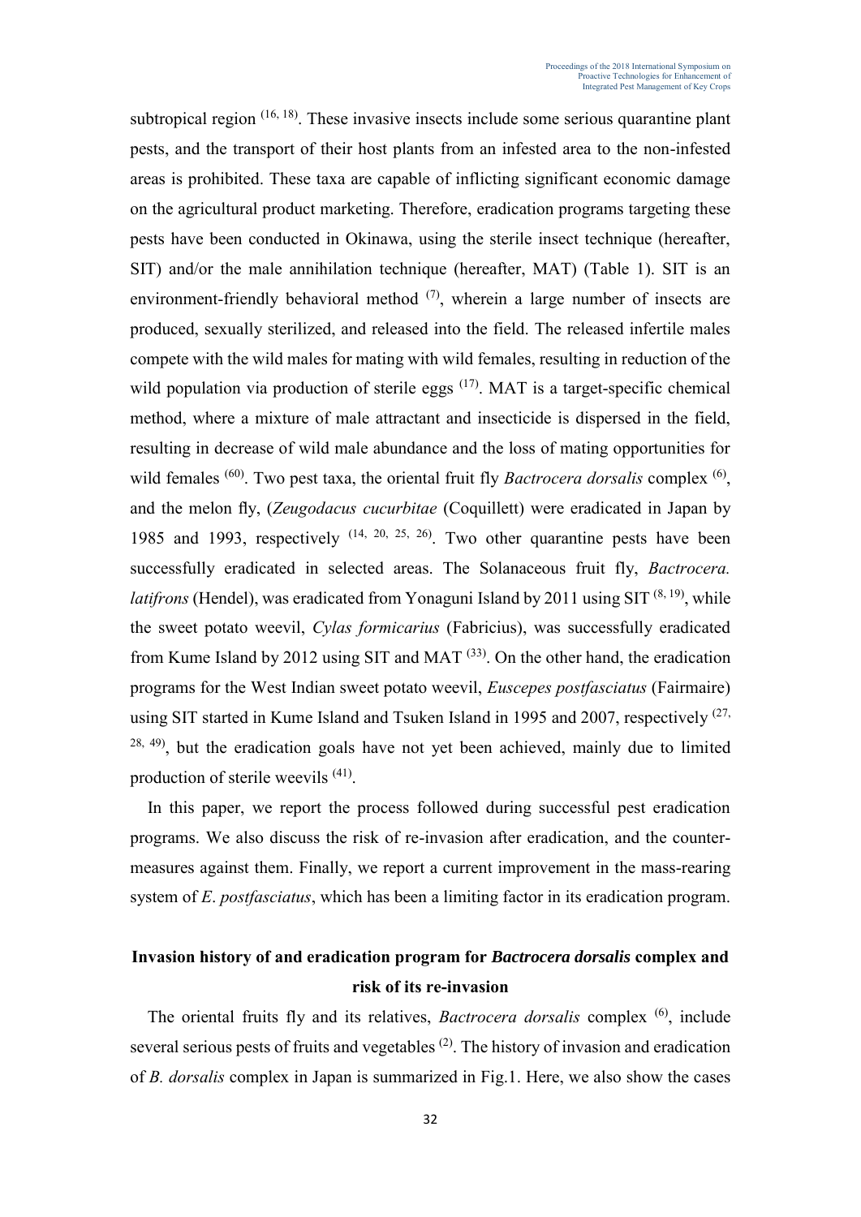subtropical region [16, 18]. These invasive insects include some serious quarantine plant pests, and the transport of their host plants from an infested area to the non-infested areas is prohibited. These taxa are capable of inflicting significant economic damage on the agricultural product marketing. Therefore, eradication programs targeting these pests have been conducted in Okinawa, using the sterile insect technique (hereafter, SIT) and/or the male annihilation technique (hereafter, MAT) (Table 1). SIT is an environment-friendly behavioral method [7], wherein a large number of insects are produced, sexually sterilized, and released into the field. The released infertile males compete with the wild males for mating with wild females, resulting in reduction of the wild population via production of sterile eggs [17]. MAT is a target-specific chemical method, where a mixture of male attractant and insecticide is dispersed in the field, resulting in decrease of wild male abundance and the loss of mating opportunities for wild females [60]. Two pest taxa, the oriental fruit fly *Bactrocera dorsalis* complex [6], and the melon fly, (*Zeugodacus cucurbitae* (Coquillett) were eradicated in Japan by 1985 and 1993, respectively [14, 20, 25, 26]. Two other quarantine pests have been successfully eradicated in selected areas. The Solanaceous fruit fly, *Bactrocera. latifrons* (Hendel), was eradicated from Yonaguni Island by 2011 using SIT [8, 19], while the sweet potato weevil, *Cylas formicarius* (Fabricius), was successfully eradicated from Kume Island by 2012 using SIT and MAT [33]. On the other hand, the eradication programs for the West Indian sweet potato weevil, *Euscepes postfasciatus* (Fairmaire) using SIT started in Kume Island and Tsuken Island in 1995 and 2007, respectively [27, 28, 49], but the eradication goals have not yet been achieved, mainly due to limited production of sterile weevils [41].

In this paper, we report the process followed during successful pest eradication programs. We also discuss the risk of re-invasion after eradication, and the counter-measures against them. Finally, we report a current improvement in the mass-rearing system of *E*. *postfasciatus*, which has been a limiting factor in its eradication program.

## Invasion history of and eradication program for *Bactrocera dorsalis* complex and risk of its re-invasion

The oriental fruits fly and its relatives, *Bactrocera dorsalis* complex [6], include several serious pests of fruits and vegetables [2]. The history of invasion and eradication of *B. dorsalis* complex in Japan is summarized in Fig.1. Here, we also show the cases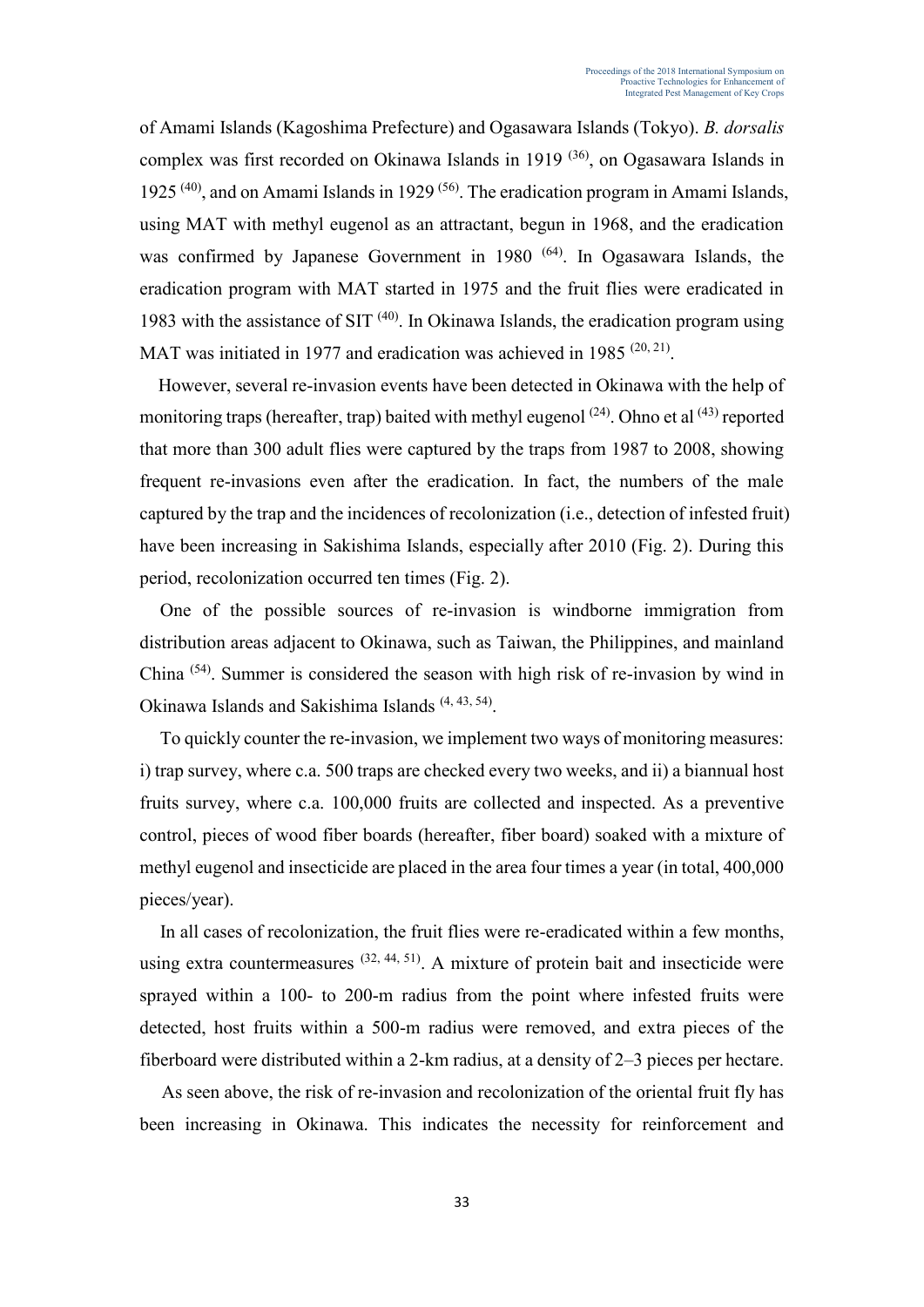of Amami Islands (Kagoshima Prefecture) and Ogasawara Islands (Tokyo). *B. dorsalis* complex was first recorded on Okinawa Islands in 1919 [36], on Ogasawara Islands in 1925 [40], and on Amami Islands in 1929 [56]. The eradication program in Amami Islands, using MAT with methyl eugenol as an attractant, begun in 1968, and the eradication was confirmed by Japanese Government in 1980 [64]. In Ogasawara Islands, the eradication program with MAT started in 1975 and the fruit flies were eradicated in 1983 with the assistance of SIT [40]. In Okinawa Islands, the eradication program using MAT was initiated in 1977 and eradication was achieved in 1985 [20, 21].

However, several re-invasion events have been detected in Okinawa with the help of monitoring traps (hereafter, trap) baited with methyl eugenol [24]. Ohno et al [43] reported that more than 300 adult flies were captured by the traps from 1987 to 2008, showing frequent re-invasions even after the eradication. In fact, the numbers of the male captured by the trap and the incidences of recolonization (i.e., detection of infested fruit) have been increasing in Sakishima Islands, especially after 2010 (Fig. 2). During this period, recolonization occurred ten times (Fig. 2).

One of the possible sources of re-invasion is windborne immigration from distribution areas adjacent to Okinawa, such as Taiwan, the Philippines, and mainland China [54]. Summer is considered the season with high risk of re-invasion by wind in Okinawa Islands and Sakishima Islands [4, 43, 54].

To quickly counter the re-invasion, we implement two ways of monitoring measures: i) trap survey, where c.a. 500 traps are checked every two weeks, and ii) a biannual host fruits survey, where c.a. 100,000 fruits are collected and inspected. As a preventive control, pieces of wood fiber boards (hereafter, fiber board) soaked with a mixture of methyl eugenol and insecticide are placed in the area four times a year (in total, 400,000 pieces/year).

In all cases of recolonization, the fruit flies were re-eradicated within a few months, using extra countermeasures [32, 44, 51]. A mixture of protein bait and insecticide were sprayed within a 100- to 200-m radius from the point where infested fruits were detected, host fruits within a 500-m radius were removed, and extra pieces of the fiberboard were distributed within a 2-km radius, at a density of 2–3 pieces per hectare.

As seen above, the risk of re-invasion and recolonization of the oriental fruit fly has been increasing in Okinawa. This indicates the necessity for reinforcement and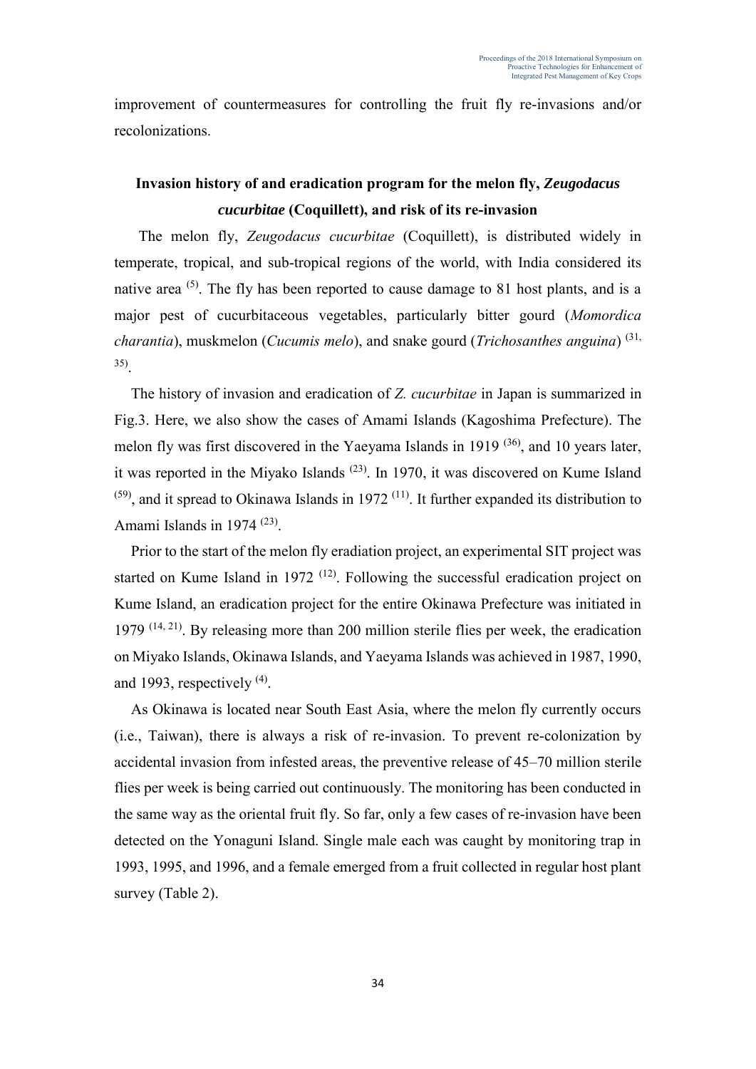improvement of countermeasures for controlling the fruit fly re-invasions and/or recolonizations.

## Invasion history of and eradication program for the melon fly, *Zeugodacus cucurbitae* (Coquillett), and risk of its re-invasion

The melon fly, *Zeugodacus cucurbitae* (Coquillett), is distributed widely in temperate, tropical, and sub-tropical regions of the world, with India considered its native area [5]. The fly has been reported to cause damage to 81 host plants, and is a major pest of cucurbitaceous vegetables, particularly bitter gourd (*Momordica charantia*), muskmelon (*Cucumis melo*), and snake gourd (*Trichosanthes anguina*) [31, 35].

The history of invasion and eradication of *Z. cucurbitae* in Japan is summarized in Fig.3. Here, we also show the cases of Amami Islands (Kagoshima Prefecture). The melon fly was first discovered in the Yaeyama Islands in 1919 [36], and 10 years later, it was reported in the Miyako Islands [23]. In 1970, it was discovered on Kume Island [59], and it spread to Okinawa Islands in 1972 [11]. It further expanded its distribution to Amami Islands in 1974 [23].

Prior to the start of the melon fly eradiation project, an experimental SIT project was started on Kume Island in 1972 [12]. Following the successful eradication project on Kume Island, an eradication project for the entire Okinawa Prefecture was initiated in 1979 [14, 21]. By releasing more than 200 million sterile flies per week, the eradication on Miyako Islands, Okinawa Islands, and Yaeyama Islands was achieved in 1987, 1990, and 1993, respectively [4].

As Okinawa is located near South East Asia, where the melon fly currently occurs (i.e., Taiwan), there is always a risk of re-invasion. To prevent re-colonization by accidental invasion from infested areas, the preventive release of 45–70 million sterile flies per week is being carried out continuously. The monitoring has been conducted in the same way as the oriental fruit fly. So far, only a few cases of re-invasion have been detected on the Yonaguni Island. Single male each was caught by monitoring trap in 1993, 1995, and 1996, and a female emerged from a fruit collected in regular host plant survey (Table 2).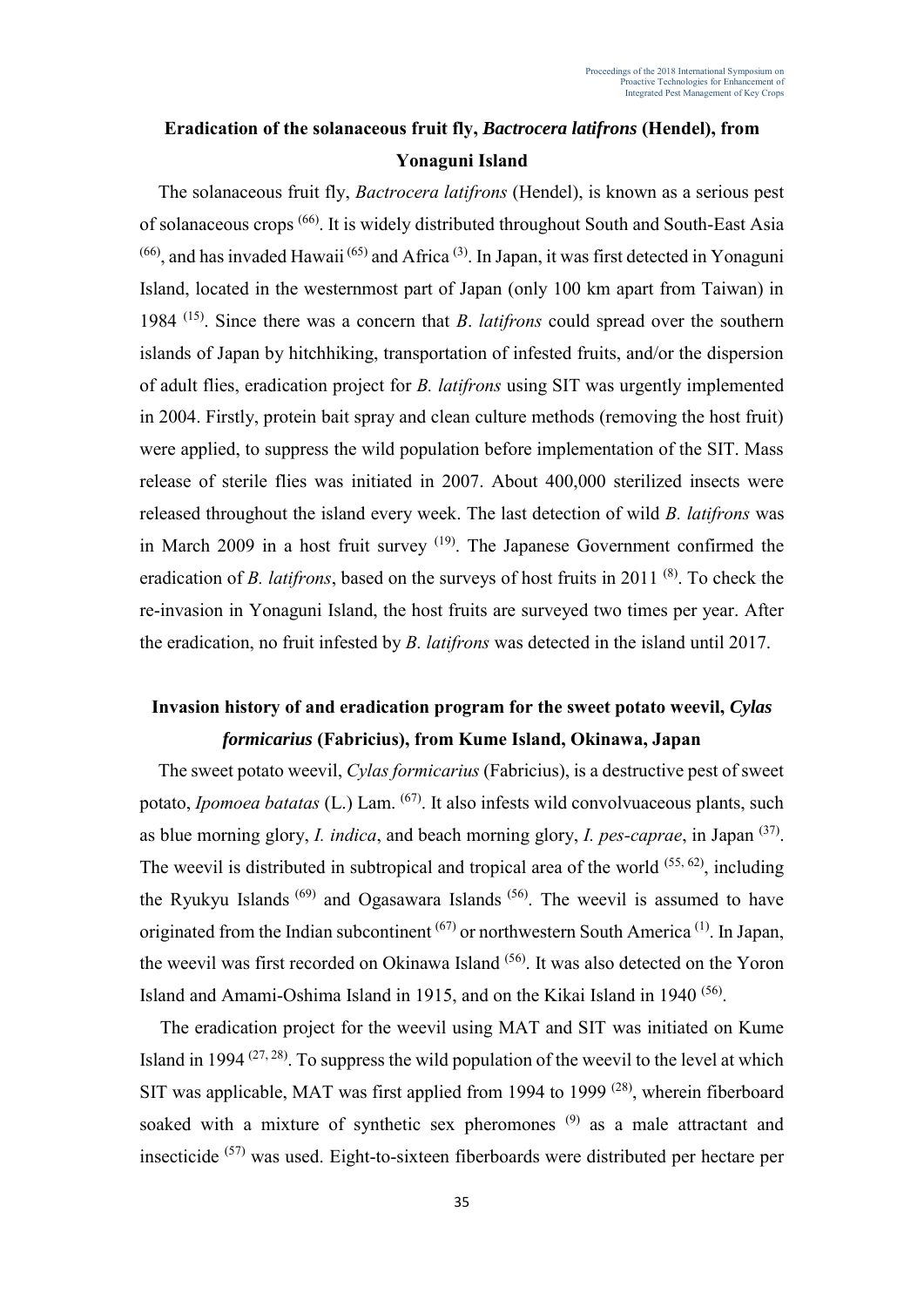## Eradication of the solanaceous fruit fly, *Bactrocera latifrons* (Hendel), from Yonaguni Island

The solanaceous fruit fly, *Bactrocera latifrons* (Hendel), is known as a serious pest of solanaceous crops [66]. It is widely distributed throughout South and South-East Asia [66], and has invaded Hawaii [65] and Africa [3]. In Japan, it was first detected in Yonaguni Island, located in the westernmost part of Japan (only 100 km apart from Taiwan) in 1984 [15]. Since there was a concern that *B*. *latifrons* could spread over the southern islands of Japan by hitchhiking, transportation of infested fruits, and/or the dispersion of adult flies, eradication project for *B. latifrons* using SIT was urgently implemented in 2004. Firstly, protein bait spray and clean culture methods (removing the host fruit) were applied, to suppress the wild population before implementation of the SIT. Mass release of sterile flies was initiated in 2007. About 400,000 sterilized insects were released throughout the island every week. The last detection of wild *B. latifrons* was in March 2009 in a host fruit survey [19]. The Japanese Government confirmed the eradication of *B. latifrons*, based on the surveys of host fruits in 2011 [8]. To check the re-invasion in Yonaguni Island, the host fruits are surveyed two times per year. After the eradication, no fruit infested by *B. latifrons* was detected in the island until 2017.

## Invasion history of and eradication program for the sweet potato weevil, *Cylas formicarius* (Fabricius), from Kume Island, Okinawa, Japan

The sweet potato weevil, *Cylas formicarius* (Fabricius), is a destructive pest of sweet potato, *Ipomoea batatas* (L.) Lam. [67]. It also infests wild convolvuaceous plants, such as blue morning glory, *I. indica*, and beach morning glory, *I. pes-caprae*, in Japan [37]. The weevil is distributed in subtropical and tropical area of the world [55, 62], including the Ryukyu Islands [69] and Ogasawara Islands [56]. The weevil is assumed to have originated from the Indian subcontinent [67] or northwestern South America [1]. In Japan, the weevil was first recorded on Okinawa Island [56]. It was also detected on the Yoron Island and Amami-Oshima Island in 1915, and on the Kikai Island in 1940 [56].

The eradication project for the weevil using MAT and SIT was initiated on Kume Island in 1994 [27, 28]. To suppress the wild population of the weevil to the level at which SIT was applicable, MAT was first applied from 1994 to 1999 [28], wherein fiberboard soaked with a mixture of synthetic sex pheromones [9] as a male attractant and insecticide [57] was used. Eight-to-sixteen fiberboards were distributed per hectare per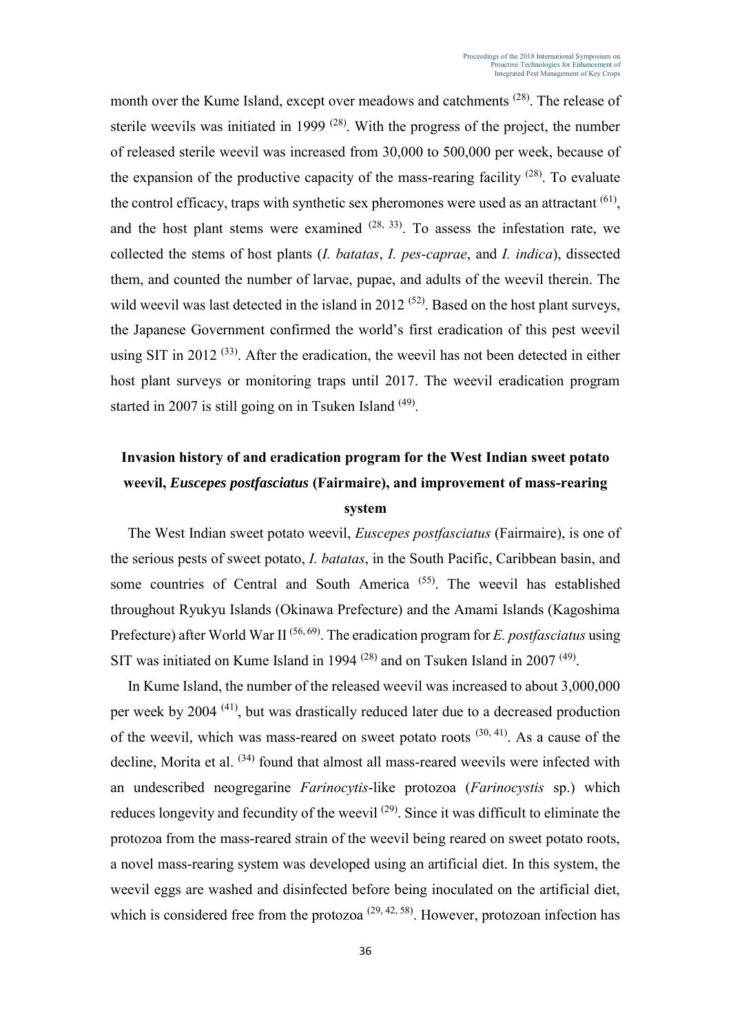month over the Kume Island, except over meadows and catchments [28]. The release of sterile weevils was initiated in 1999 [28]. With the progress of the project, the number of released sterile weevil was increased from 30,000 to 500,000 per week, because of the expansion of the productive capacity of the mass-rearing facility [28]. To evaluate the control efficacy, traps with synthetic sex pheromones were used as an attractant [61], and the host plant stems were examined [28, 33]. To assess the infestation rate, we collected the stems of host plants (*I. batatas*, *I. pes-caprae*, and *I. indica*), dissected them, and counted the number of larvae, pupae, and adults of the weevil therein. The wild weevil was last detected in the island in 2012 [52]. Based on the host plant surveys, the Japanese Government confirmed the world's first eradication of this pest weevil using SIT in 2012 [33]. After the eradication, the weevil has not been detected in either host plant surveys or monitoring traps until 2017. The weevil eradication program started in 2007 is still going on in Tsuken Island [49].

## Invasion history of and eradication program for the West Indian sweet potato weevil, *Euscepes postfasciatus* (Fairmaire), and improvement of mass-rearing system

The West Indian sweet potato weevil, *Euscepes postfasciatus* (Fairmaire), is one of the serious pests of sweet potato, *I. batatas*, in the South Pacific, Caribbean basin, and some countries of Central and South America [55]. The weevil has established throughout Ryukyu Islands (Okinawa Prefecture) and the Amami Islands (Kagoshima Prefecture) after World War II [56, 69]. The eradication program for *E. postfasciatus* using SIT was initiated on Kume Island in 1994 [28] and on Tsuken Island in 2007 [49].

In Kume Island, the number of the released weevil was increased to about 3,000,000 per week by 2004 [41], but was drastically reduced later due to a decreased production of the weevil, which was mass-reared on sweet potato roots [30, 41]. As a cause of the decline, Morita et al. [34] found that almost all mass-reared weevils were infected with an undescribed neogregarine *Farinocytis*-like protozoa (*Farinocystis* sp.) which reduces longevity and fecundity of the weevil [29]. Since it was difficult to eliminate the protozoa from the mass-reared strain of the weevil being reared on sweet potato roots, a novel mass-rearing system was developed using an artificial diet. In this system, the weevil eggs are washed and disinfected before being inoculated on the artificial diet, which is considered free from the protozoa [29, 42, 58]. However, protozoan infection has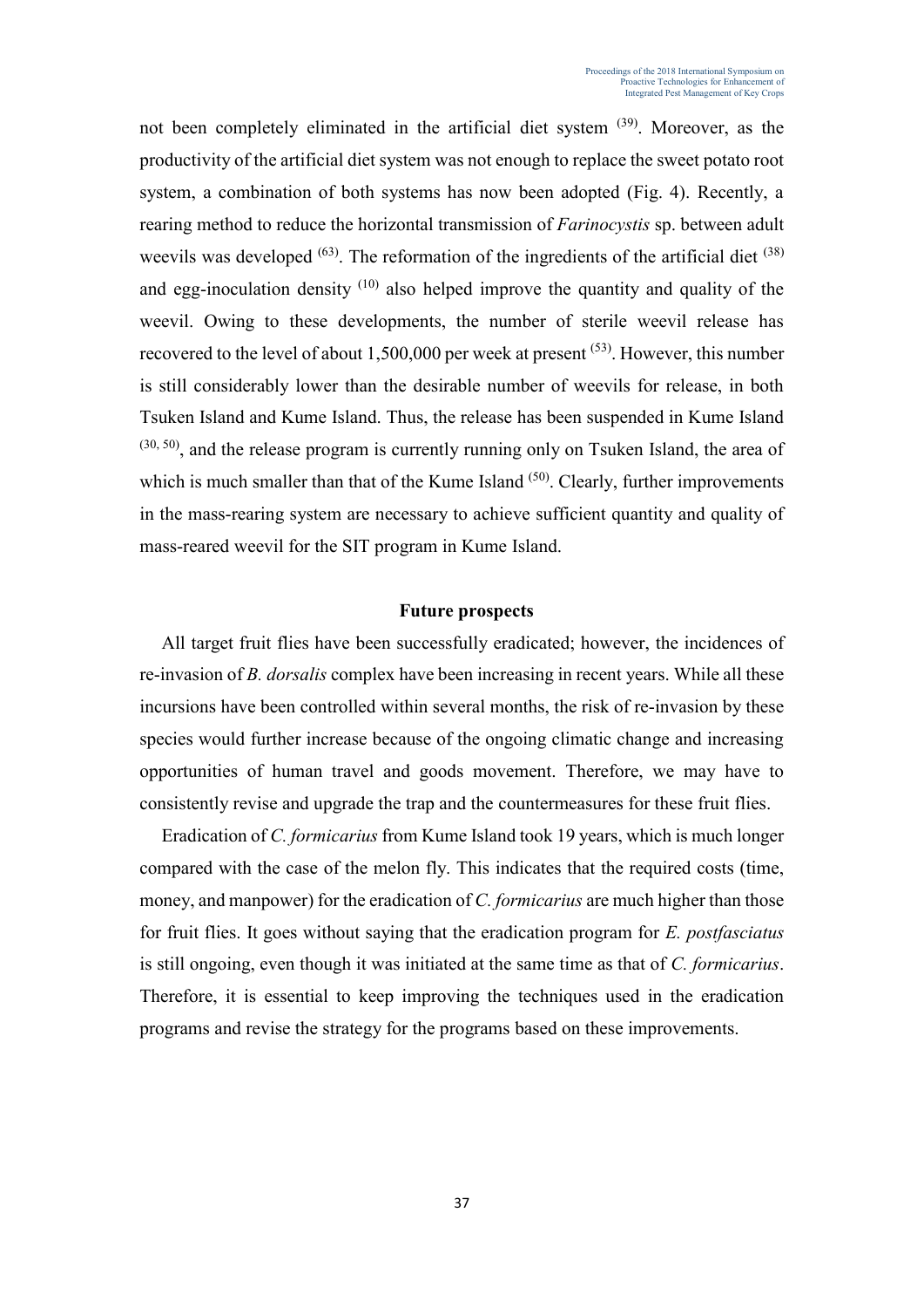not been completely eliminated in the artificial diet system [39]. Moreover, as the productivity of the artificial diet system was not enough to replace the sweet potato root system, a combination of both systems has now been adopted (Fig. 4). Recently, a rearing method to reduce the horizontal transmission of *Farinocystis* sp. between adult weevils was developed [63]. The reformation of the ingredients of the artificial diet [38] and egg-inoculation density [10] also helped improve the quantity and quality of the weevil. Owing to these developments, the number of sterile weevil release has recovered to the level of about 1,500,000 per week at present [53]. However, this number is still considerably lower than the desirable number of weevils for release, in both Tsuken Island and Kume Island. Thus, the release has been suspended in Kume Island [30, 50], and the release program is currently running only on Tsuken Island, the area of which is much smaller than that of the Kume Island [50]. Clearly, further improvements in the mass-rearing system are necessary to achieve sufficient quantity and quality of mass-reared weevil for the SIT program in Kume Island.

## Future prospects

All target fruit flies have been successfully eradicated; however, the incidences of re-invasion of *B. dorsalis* complex have been increasing in recent years. While all these incursions have been controlled within several months, the risk of re-invasion by these species would further increase because of the ongoing climatic change and increasing opportunities of human travel and goods movement. Therefore, we may have to consistently revise and upgrade the trap and the countermeasures for these fruit flies.

Eradication of *C. formicarius* from Kume Island took 19 years, which is much longer compared with the case of the melon fly. This indicates that the required costs (time, money, and manpower) for the eradication of *C. formicarius* are much higher than those for fruit flies. It goes without saying that the eradication program for *E. postfasciatus* is still ongoing, even though it was initiated at the same time as that of *C. formicarius*. Therefore, it is essential to keep improving the techniques used in the eradication programs and revise the strategy for the programs based on these improvements.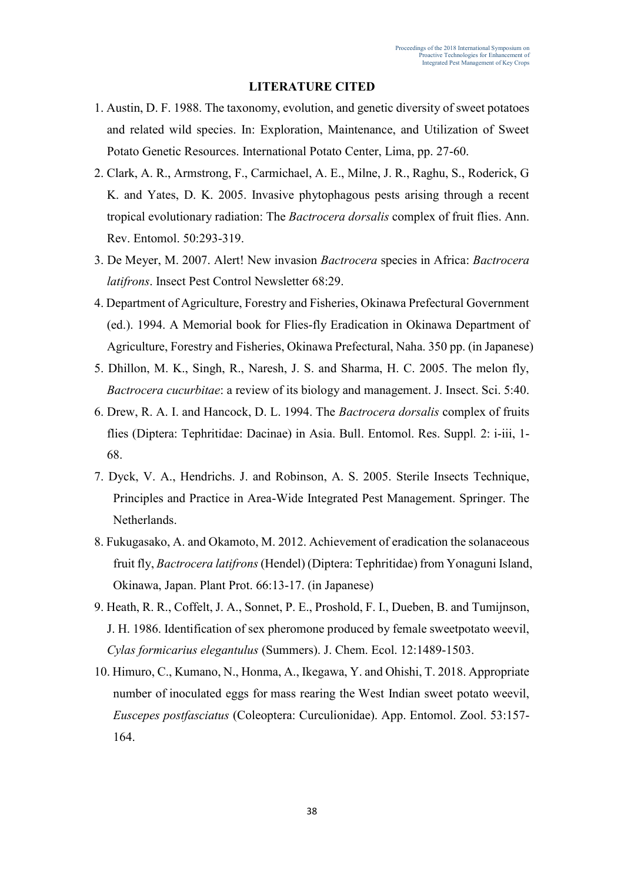## LITERATURE CITED

1. Austin, D. F. 1988. The taxonomy, evolution, and genetic diversity of sweet potatoes and related wild species. In: Exploration, Maintenance, and Utilization of Sweet Potato Genetic Resources. International Potato Center, Lima, pp. 27-60.
2. Clark, A. R., Armstrong, F., Carmichael, A. E., Milne, J. R., Raghu, S., Roderick, G K. and Yates, D. K. 2005. Invasive phytophagous pests arising through a recent tropical evolutionary radiation: The *Bactrocera dorsalis* complex of fruit flies. Ann. Rev. Entomol. 50:293-319.
3. De Meyer, M. 2007. Alert! New invasion *Bactrocera* species in Africa: *Bactrocera latifrons*. Insect Pest Control Newsletter 68:29.
4. Department of Agriculture, Forestry and Fisheries, Okinawa Prefectural Government (ed.). 1994. A Memorial book for Flies-fly Eradication in Okinawa Department of Agriculture, Forestry and Fisheries, Okinawa Prefectural, Naha. 350 pp. (in Japanese)
5. Dhillon, M. K., Singh, R., Naresh, J. S. and Sharma, H. C. 2005. The melon fly, *Bactrocera cucurbitae*: a review of its biology and management. J. Insect. Sci. 5:40.
6. Drew, R. A. I. and Hancock, D. L. 1994. The *Bactrocera dorsalis* complex of fruits flies (Diptera: Tephritidae: Dacinae) in Asia. Bull. Entomol. Res. Suppl. 2: i-iii, 1-68.
7. Dyck, V. A., Hendrichs. J. and Robinson, A. S. 2005. Sterile Insects Technique, Principles and Practice in Area-Wide Integrated Pest Management. Springer. The Netherlands.
8. Fukugasako, A. and Okamoto, M. 2012. Achievement of eradication the solanaceous fruit fly, *Bactrocera latifrons* (Hendel) (Diptera: Tephritidae) from Yonaguni Island, Okinawa, Japan. Plant Prot. 66:13-17. (in Japanese)
9. Heath, R. R., Coffelt, J. A., Sonnet, P. E., Proshold, F. I., Dueben, B. and Tumijnson, J. H. 1986. Identification of sex pheromone produced by female sweetpotato weevil, *Cylas formicarius elegantulus* (Summers). J. Chem. Ecol. 12:1489-1503.
10. Himuro, C., Kumano, N., Honma, A., Ikegawa, Y. and Ohishi, T. 2018. Appropriate number of inoculated eggs for mass rearing the West Indian sweet potato weevil, *Euscepes postfasciatus* (Coleoptera: Curculionidae). App. Entomol. Zool. 53:157-164.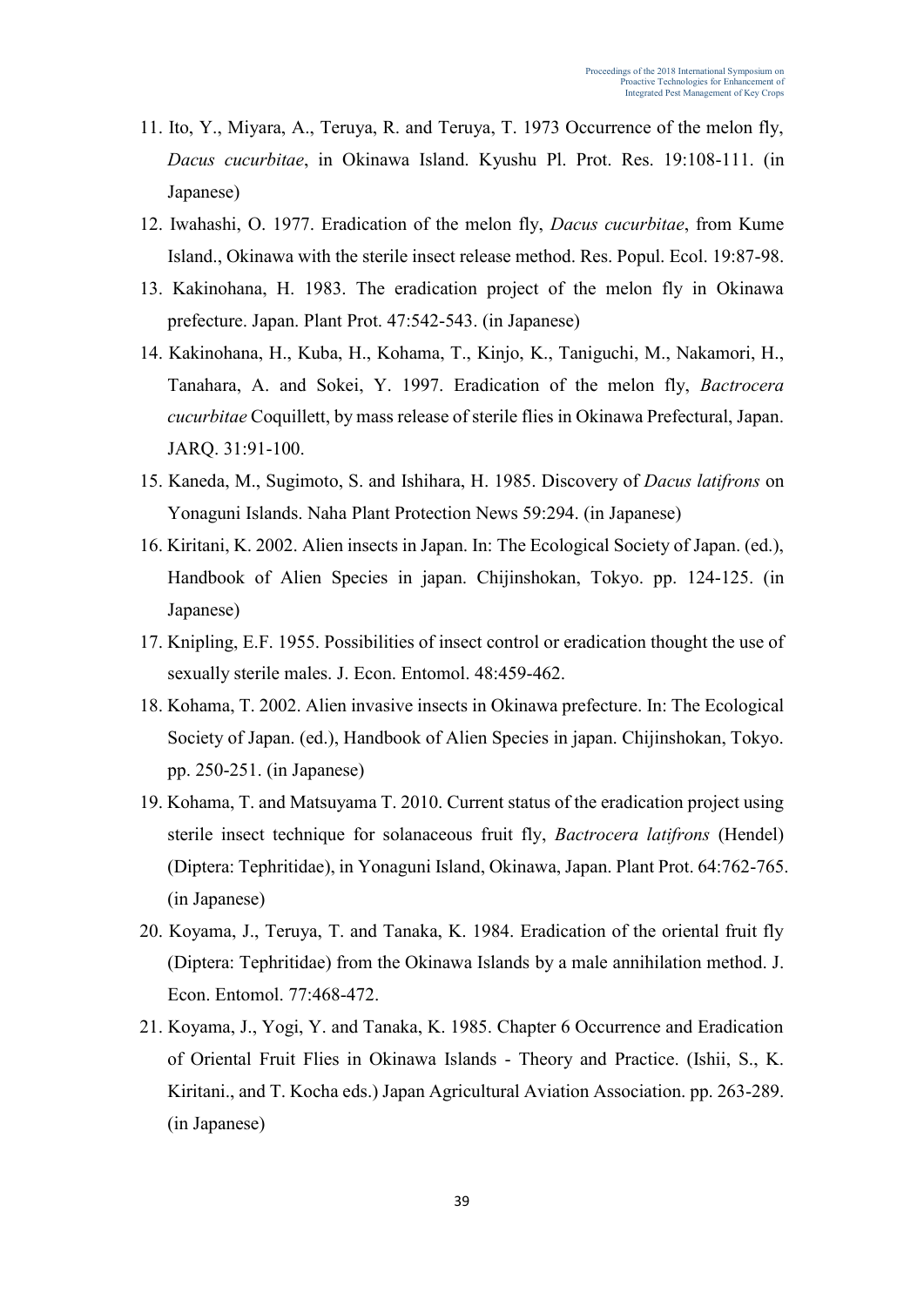11. Ito, Y., Miyara, A., Teruya, R. and Teruya, T. 1973 Occurrence of the melon fly, *Dacus cucurbitae*, in Okinawa Island. Kyushu Pl. Prot. Res. 19:108-111. (in Japanese)
12. Iwahashi, O. 1977. Eradication of the melon fly, *Dacus cucurbitae*, from Kume Island., Okinawa with the sterile insect release method. Res. Popul. Ecol. 19:87-98.
13. Kakinohana, H. 1983. The eradication project of the melon fly in Okinawa prefecture. Japan. Plant Prot. 47:542-543. (in Japanese)
14. Kakinohana, H., Kuba, H., Kohama, T., Kinjo, K., Taniguchi, M., Nakamori, H., Tanahara, A. and Sokei, Y. 1997. Eradication of the melon fly, *Bactrocera cucurbitae* Coquillett, by mass release of sterile flies in Okinawa Prefectural, Japan. JARQ. 31:91-100.
15. Kaneda, M., Sugimoto, S. and Ishihara, H. 1985. Discovery of *Dacus latifrons* on Yonaguni Islands. Naha Plant Protection News 59:294. (in Japanese)
16. Kiritani, K. 2002. Alien insects in Japan. In: The Ecological Society of Japan. (ed.), Handbook of Alien Species in japan. Chijinshokan, Tokyo. pp. 124-125. (in Japanese)
17. Knipling, E.F. 1955. Possibilities of insect control or eradication thought the use of sexually sterile males. J. Econ. Entomol. 48:459-462.
18. Kohama, T. 2002. Alien invasive insects in Okinawa prefecture. In: The Ecological Society of Japan. (ed.), Handbook of Alien Species in japan. Chijinshokan, Tokyo. pp. 250-251. (in Japanese)
19. Kohama, T. and Matsuyama T. 2010. Current status of the eradication project using sterile insect technique for solanaceous fruit fly, *Bactrocera latifrons* (Hendel) (Diptera: Tephritidae), in Yonaguni Island, Okinawa, Japan. Plant Prot. 64:762-765. (in Japanese)
20. Koyama, J., Teruya, T. and Tanaka, K. 1984. Eradication of the oriental fruit fly (Diptera: Tephritidae) from the Okinawa Islands by a male annihilation method. J. Econ. Entomol. 77:468-472.
21. Koyama, J., Yogi, Y. and Tanaka, K. 1985. Chapter 6 Occurrence and Eradication of Oriental Fruit Flies in Okinawa Islands - Theory and Practice. (Ishii, S., K. Kiritani., and T. Kocha eds.) Japan Agricultural Aviation Association. pp. 263-289. (in Japanese)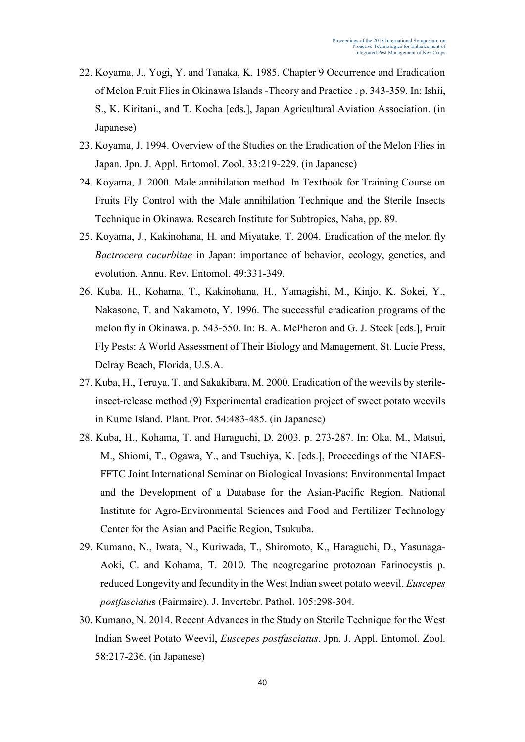22. Koyama, J., Yogi, Y. and Tanaka, K. 1985. Chapter 9 Occurrence and Eradication of Melon Fruit Flies in Okinawa Islands -Theory and Practice . p. 343-359. In: Ishii, S., K. Kiritani., and T. Kocha [eds.], Japan Agricultural Aviation Association. (in Japanese)
23. Koyama, J. 1994. Overview of the Studies on the Eradication of the Melon Flies in Japan. Jpn. J. Appl. Entomol. Zool. 33:219-229. (in Japanese)
24. Koyama, J. 2000. Male annihilation method. In Textbook for Training Course on Fruits Fly Control with the Male annihilation Technique and the Sterile Insects Technique in Okinawa. Research Institute for Subtropics, Naha, pp. 89.
25. Koyama, J., Kakinohana, H. and Miyatake, T. 2004. Eradication of the melon fly *Bactrocera cucurbitae* in Japan: importance of behavior, ecology, genetics, and evolution. Annu. Rev. Entomol. 49:331-349.
26. Kuba, H., Kohama, T., Kakinohana, H., Yamagishi, M., Kinjo, K. Sokei, Y., Nakasone, T. and Nakamoto, Y. 1996. The successful eradication programs of the melon fly in Okinawa. p. 543-550. In: B. A. McPheron and G. J. Steck [eds.], Fruit Fly Pests: A World Assessment of Their Biology and Management. St. Lucie Press, Delray Beach, Florida, U.S.A.
27. Kuba, H., Teruya, T. and Sakakibara, M. 2000. Eradication of the weevils by sterile-insect-release method (9) Experimental eradication project of sweet potato weevils in Kume Island. Plant. Prot. 54:483-485. (in Japanese)
28. Kuba, H., Kohama, T. and Haraguchi, D. 2003. p. 273-287. In: Oka, M., Matsui, M., Shiomi, T., Ogawa, Y., and Tsuchiya, K. [eds.], Proceedings of the NIAES-FFTC Joint International Seminar on Biological Invasions: Environmental Impact and the Development of a Database for the Asian-Pacific Region. National Institute for Agro-Environmental Sciences and Food and Fertilizer Technology Center for the Asian and Pacific Region, Tsukuba.
29. Kumano, N., Iwata, N., Kuriwada, T., Shiromoto, K., Haraguchi, D., Yasunaga-Aoki, C. and Kohama, T. 2010. The neogregarine protozoan Farinocystis p. reduced Longevity and fecundity in the West Indian sweet potato weevil, *Euscepes postfasciatus* (Fairmaire). J. Invertebr. Pathol. 105:298-304.
30. Kumano, N. 2014. Recent Advances in the Study on Sterile Technique for the West Indian Sweet Potato Weevil, *Euscepes postfasciatus*. Jpn. J. Appl. Entomol. Zool. 58:217-236. (in Japanese)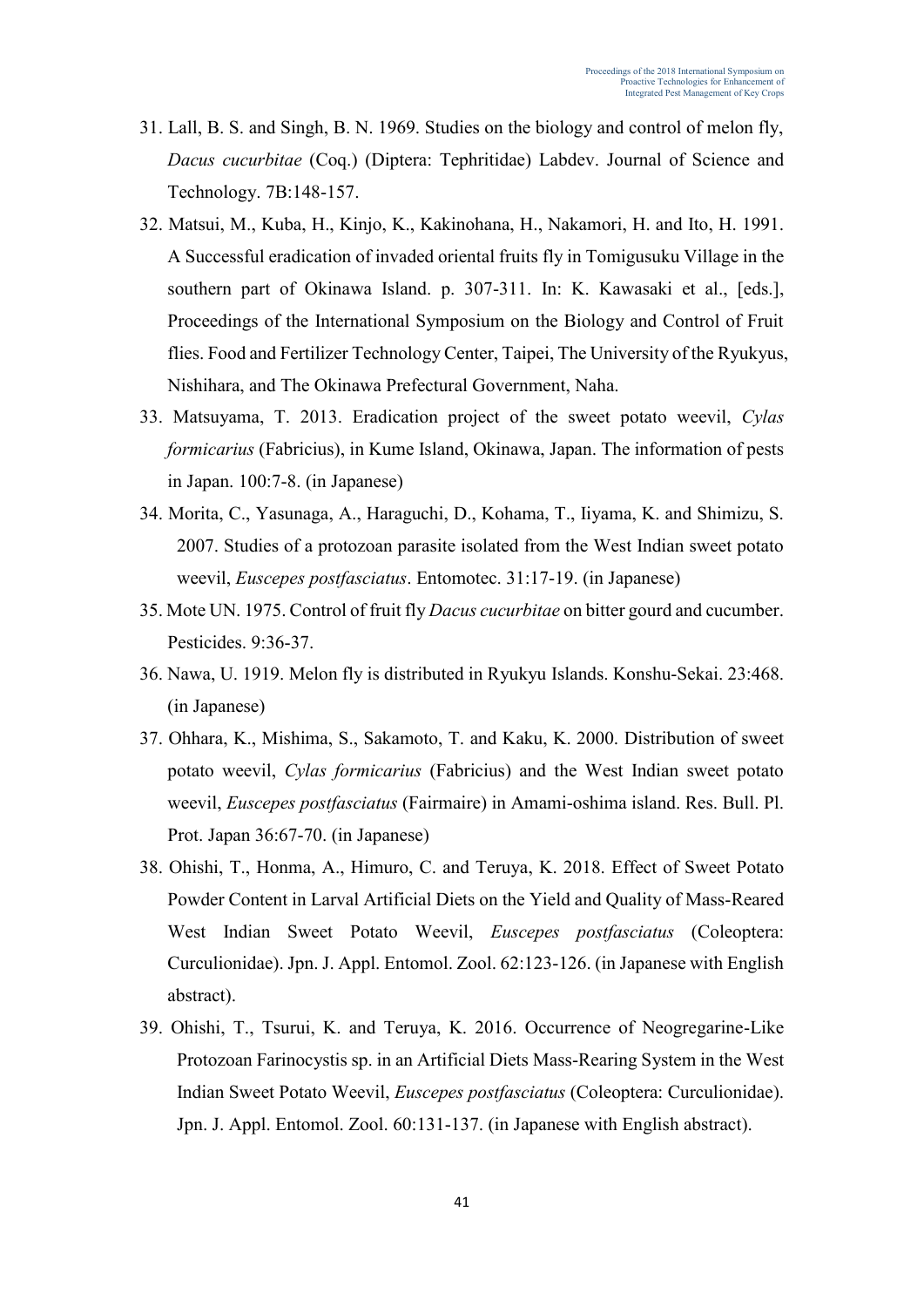31. Lall, B. S. and Singh, B. N. 1969. Studies on the biology and control of melon fly, *Dacus cucurbitae* (Coq.) (Diptera: Tephritidae) Labdev. Journal of Science and Technology. 7B:148-157.
32. Matsui, M., Kuba, H., Kinjo, K., Kakinohana, H., Nakamori, H. and Ito, H. 1991. A Successful eradication of invaded oriental fruits fly in Tomigusuku Village in the southern part of Okinawa Island. p. 307-311. In: K. Kawasaki et al., [eds.], Proceedings of the International Symposium on the Biology and Control of Fruit flies. Food and Fertilizer Technology Center, Taipei, The University of the Ryukyus, Nishihara, and The Okinawa Prefectural Government, Naha.
33. Matsuyama, T. 2013. Eradication project of the sweet potato weevil, *Cylas formicarius* (Fabricius), in Kume Island, Okinawa, Japan. The information of pests in Japan. 100:7-8. (in Japanese)
34. Morita, C., Yasunaga, A., Haraguchi, D., Kohama, T., Iiyama, K. and Shimizu, S. 2007. Studies of a protozoan parasite isolated from the West Indian sweet potato weevil, *Euscepes postfasciatus*. Entomotec. 31:17-19. (in Japanese)
35. Mote UN. 1975. Control of fruit fly *Dacus cucurbitae* on bitter gourd and cucumber. Pesticides. 9:36-37.
36. Nawa, U. 1919. Melon fly is distributed in Ryukyu Islands. Konshu-Sekai. 23:468. (in Japanese)
37. Ohhara, K., Mishima, S., Sakamoto, T. and Kaku, K. 2000. Distribution of sweet potato weevil, *Cylas formicarius* (Fabricius) and the West Indian sweet potato weevil, *Euscepes postfasciatus* (Fairmaire) in Amami-oshima island. Res. Bull. Pl. Prot. Japan 36:67-70. (in Japanese)
38. Ohishi, T., Honma, A., Himuro, C. and Teruya, K. 2018. Effect of Sweet Potato Powder Content in Larval Artificial Diets on the Yield and Quality of Mass-Reared West Indian Sweet Potato Weevil, *Euscepes postfasciatus* (Coleoptera: Curculionidae). Jpn. J. Appl. Entomol. Zool. 62:123-126. (in Japanese with English abstract).
39. Ohishi, T., Tsurui, K. and Teruya, K. 2016. Occurrence of Neogregarine-Like Protozoan Farinocystis sp. in an Artificial Diets Mass-Rearing System in the West Indian Sweet Potato Weevil, *Euscepes postfasciatus* (Coleoptera: Curculionidae). Jpn. J. Appl. Entomol. Zool. 60:131-137. (in Japanese with English abstract).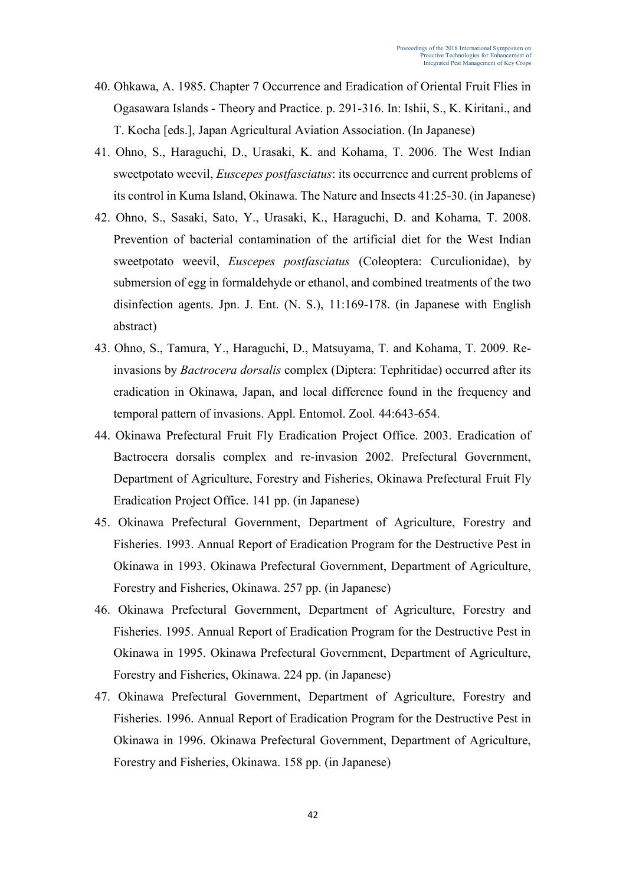40. Ohkawa, A. 1985. Chapter 7 Occurrence and Eradication of Oriental Fruit Flies in Ogasawara Islands - Theory and Practice. p. 291-316. In: Ishii, S., K. Kiritani., and T. Kocha [eds.], Japan Agricultural Aviation Association. (In Japanese)
41. Ohno, S., Haraguchi, D., Urasaki, K. and Kohama, T. 2006. The West Indian sweetpotato weevil, *Euscepes postfasciatus*: its occurrence and current problems of its control in Kuma Island, Okinawa. The Nature and Insects 41:25-30. (in Japanese)
42. Ohno, S., Sasaki, Sato, Y., Urasaki, K., Haraguchi, D. and Kohama, T. 2008. Prevention of bacterial contamination of the artificial diet for the West Indian sweetpotato weevil, *Euscepes postfasciatus* (Coleoptera: Curculionidae), by submersion of egg in formaldehyde or ethanol, and combined treatments of the two disinfection agents. Jpn. J. Ent. (N. S.), 11:169-178. (in Japanese with English abstract)
43. Ohno, S., Tamura, Y., Haraguchi, D., Matsuyama, T. and Kohama, T. 2009. Re-invasions by *Bactrocera dorsalis* complex (Diptera: Tephritidae) occurred after its eradication in Okinawa, Japan, and local difference found in the frequency and temporal pattern of invasions. Appl. Entomol. Zool. 44:643-654.
44. Okinawa Prefectural Fruit Fly Eradication Project Office. 2003. Eradication of Bactrocera dorsalis complex and re-invasion 2002. Prefectural Government, Department of Agriculture, Forestry and Fisheries, Okinawa Prefectural Fruit Fly Eradication Project Office. 141 pp. (in Japanese)
45. Okinawa Prefectural Government, Department of Agriculture, Forestry and Fisheries. 1993. Annual Report of Eradication Program for the Destructive Pest in Okinawa in 1993. Okinawa Prefectural Government, Department of Agriculture, Forestry and Fisheries, Okinawa. 257 pp. (in Japanese)
46. Okinawa Prefectural Government, Department of Agriculture, Forestry and Fisheries. 1995. Annual Report of Eradication Program for the Destructive Pest in Okinawa in 1995. Okinawa Prefectural Government, Department of Agriculture, Forestry and Fisheries, Okinawa. 224 pp. (in Japanese)
47. Okinawa Prefectural Government, Department of Agriculture, Forestry and Fisheries. 1996. Annual Report of Eradication Program for the Destructive Pest in Okinawa in 1996. Okinawa Prefectural Government, Department of Agriculture, Forestry and Fisheries, Okinawa. 158 pp. (in Japanese)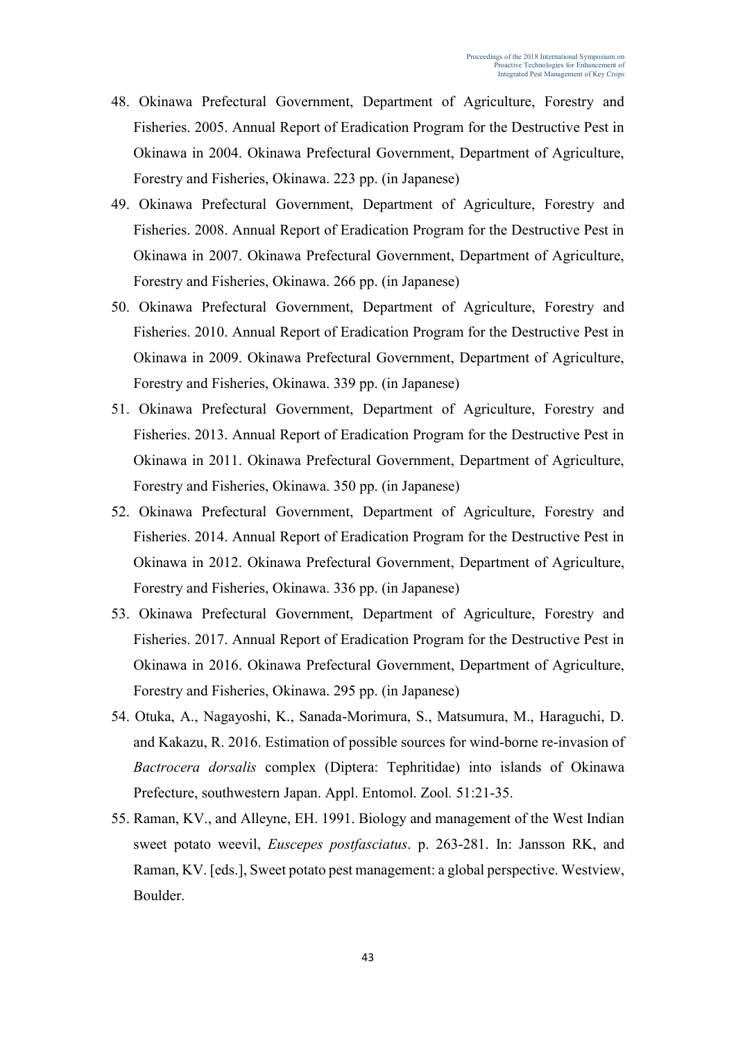48. Okinawa Prefectural Government, Department of Agriculture, Forestry and Fisheries. 2005. Annual Report of Eradication Program for the Destructive Pest in Okinawa in 2004. Okinawa Prefectural Government, Department of Agriculture, Forestry and Fisheries, Okinawa. 223 pp. (in Japanese)
49. Okinawa Prefectural Government, Department of Agriculture, Forestry and Fisheries. 2008. Annual Report of Eradication Program for the Destructive Pest in Okinawa in 2007. Okinawa Prefectural Government, Department of Agriculture, Forestry and Fisheries, Okinawa. 266 pp. (in Japanese)
50. Okinawa Prefectural Government, Department of Agriculture, Forestry and Fisheries. 2010. Annual Report of Eradication Program for the Destructive Pest in Okinawa in 2009. Okinawa Prefectural Government, Department of Agriculture, Forestry and Fisheries, Okinawa. 339 pp. (in Japanese)
51. Okinawa Prefectural Government, Department of Agriculture, Forestry and Fisheries. 2013. Annual Report of Eradication Program for the Destructive Pest in Okinawa in 2011. Okinawa Prefectural Government, Department of Agriculture, Forestry and Fisheries, Okinawa. 350 pp. (in Japanese)
52. Okinawa Prefectural Government, Department of Agriculture, Forestry and Fisheries. 2014. Annual Report of Eradication Program for the Destructive Pest in Okinawa in 2012. Okinawa Prefectural Government, Department of Agriculture, Forestry and Fisheries, Okinawa. 336 pp. (in Japanese)
53. Okinawa Prefectural Government, Department of Agriculture, Forestry and Fisheries. 2017. Annual Report of Eradication Program for the Destructive Pest in Okinawa in 2016. Okinawa Prefectural Government, Department of Agriculture, Forestry and Fisheries, Okinawa. 295 pp. (in Japanese)
54. Otuka, A., Nagayoshi, K., Sanada-Morimura, S., Matsumura, M., Haraguchi, D. and Kakazu, R. 2016. Estimation of possible sources for wind-borne re-invasion of *Bactrocera dorsalis* complex (Diptera: Tephritidae) into islands of Okinawa Prefecture, southwestern Japan. Appl. Entomol. Zool. 51:21-35.
55. Raman, KV., and Alleyne, EH. 1991. Biology and management of the West Indian sweet potato weevil, *Euscepes postfasciatus*. p. 263-281. In: Jansson RK, and Raman, KV. [eds.], Sweet potato pest management: a global perspective. Westview, Boulder.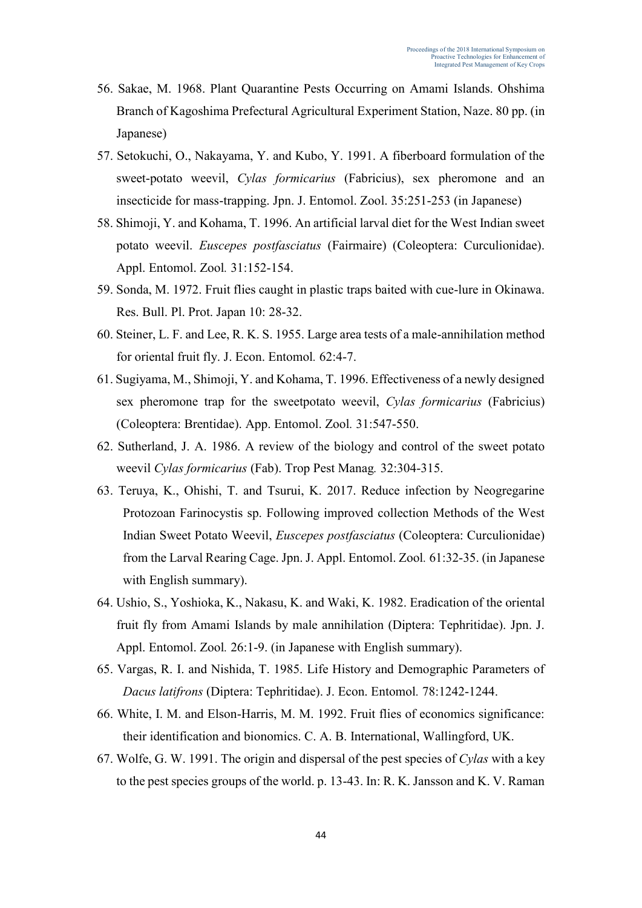56. Sakae, M. 1968. Plant Quarantine Pests Occurring on Amami Islands. Ohshima Branch of Kagoshima Prefectural Agricultural Experiment Station, Naze. 80 pp. (in Japanese)
57. Setokuchi, O., Nakayama, Y. and Kubo, Y. 1991. A fiberboard formulation of the sweet-potato weevil, *Cylas formicarius* (Fabricius), sex pheromone and an insecticide for mass-trapping. Jpn. J. Entomol. Zool. 35:251-253 (in Japanese)
58. Shimoji, Y. and Kohama, T. 1996. An artificial larval diet for the West Indian sweet potato weevil. *Euscepes postfasciatus* (Fairmaire) (Coleoptera: Curculionidae). Appl. Entomol. Zool. 31:152-154.
59. Sonda, M. 1972. Fruit flies caught in plastic traps baited with cue-lure in Okinawa. Res. Bull. Pl. Prot. Japan 10: 28-32.
60. Steiner, L. F. and Lee, R. K. S. 1955. Large area tests of a male-annihilation method for oriental fruit fly. J. Econ. Entomol. 62:4-7.
61. Sugiyama, M., Shimoji, Y. and Kohama, T. 1996. Effectiveness of a newly designed sex pheromone trap for the sweetpotato weevil, *Cylas formicarius* (Fabricius) (Coleoptera: Brentidae). App. Entomol. Zool. 31:547-550.
62. Sutherland, J. A. 1986. A review of the biology and control of the sweet potato weevil *Cylas formicarius* (Fab). Trop Pest Manag. 32:304-315.
63. Teruya, K., Ohishi, T. and Tsurui, K. 2017. Reduce infection by Neogregarine Protozoan Farinocystis sp. Following improved collection Methods of the West Indian Sweet Potato Weevil, *Euscepes postfasciatus* (Coleoptera: Curculionidae) from the Larval Rearing Cage. Jpn. J. Appl. Entomol. Zool. 61:32-35. (in Japanese with English summary).
64. Ushio, S., Yoshioka, K., Nakasu, K. and Waki, K. 1982. Eradication of the oriental fruit fly from Amami Islands by male annihilation (Diptera: Tephritidae). Jpn. J. Appl. Entomol. Zool. 26:1-9. (in Japanese with English summary).
65. Vargas, R. I. and Nishida, T. 1985. Life History and Demographic Parameters of *Dacus latifrons* (Diptera: Tephritidae). J. Econ. Entomol. 78:1242-1244.
66. White, I. M. and Elson-Harris, M. M. 1992. Fruit flies of economics significance: their identification and bionomics. C. A. B. International, Wallingford, UK.
67. Wolfe, G. W. 1991. The origin and dispersal of the pest species of *Cylas* with a key to the pest species groups of the world. p. 13-43. In: R. K. Jansson and K. V. Raman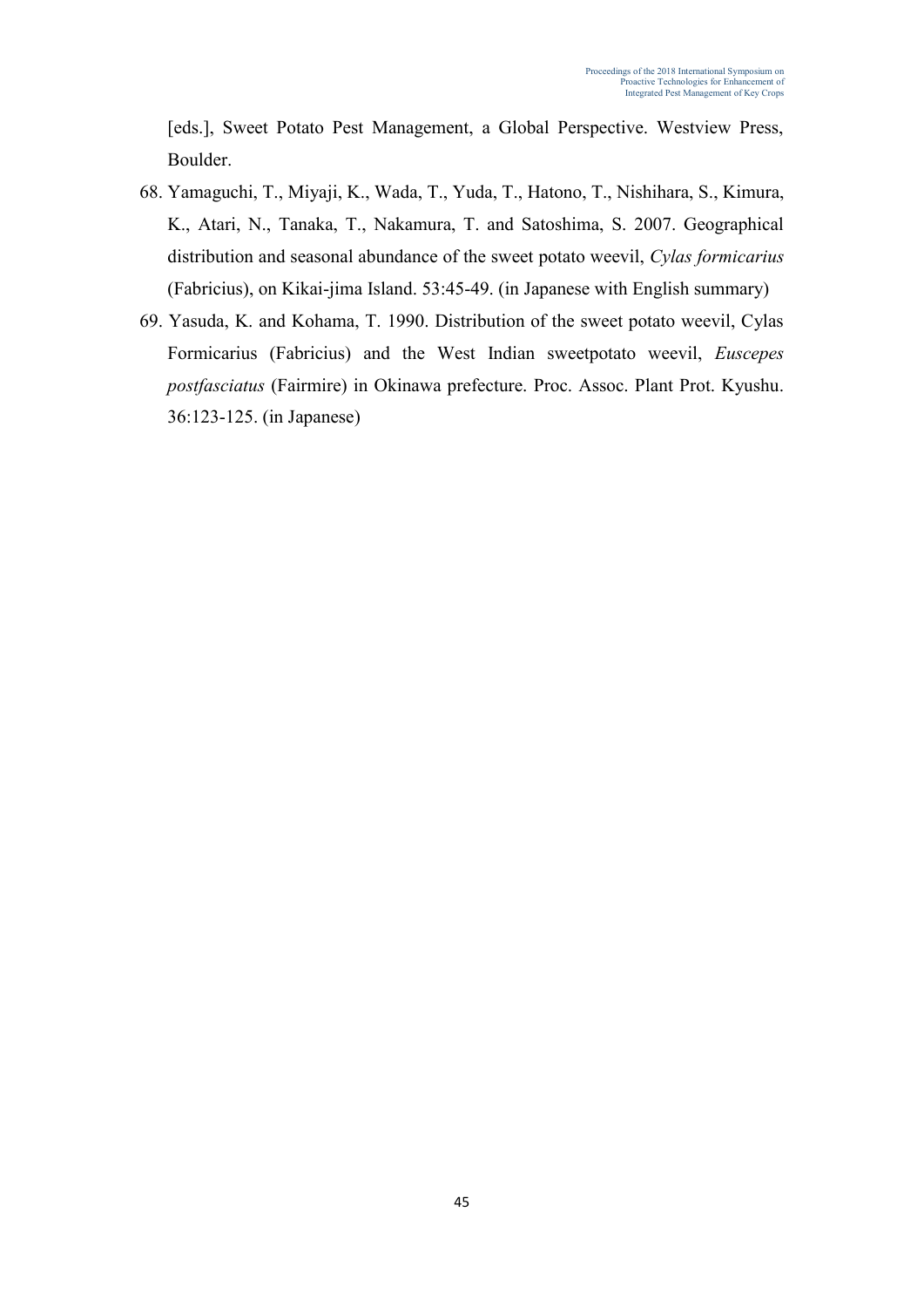[eds.], Sweet Potato Pest Management, a Global Perspective. Westview Press, Boulder.

68. Yamaguchi, T., Miyaji, K., Wada, T., Yuda, T., Hatono, T., Nishihara, S., Kimura, K., Atari, N., Tanaka, T., Nakamura, T. and Satoshima, S. 2007. Geographical distribution and seasonal abundance of the sweet potato weevil, *Cylas formicarius* (Fabricius), on Kikai-jima Island. 53:45-49. (in Japanese with English summary)
69. Yasuda, K. and Kohama, T. 1990. Distribution of the sweet potato weevil, Cylas Formicarius (Fabricius) and the West Indian sweetpotato weevil, *Euscepes postfasciatus* (Fairmire) in Okinawa prefecture. Proc. Assoc. Plant Prot. Kyushu. 36:123-125. (in Japanese)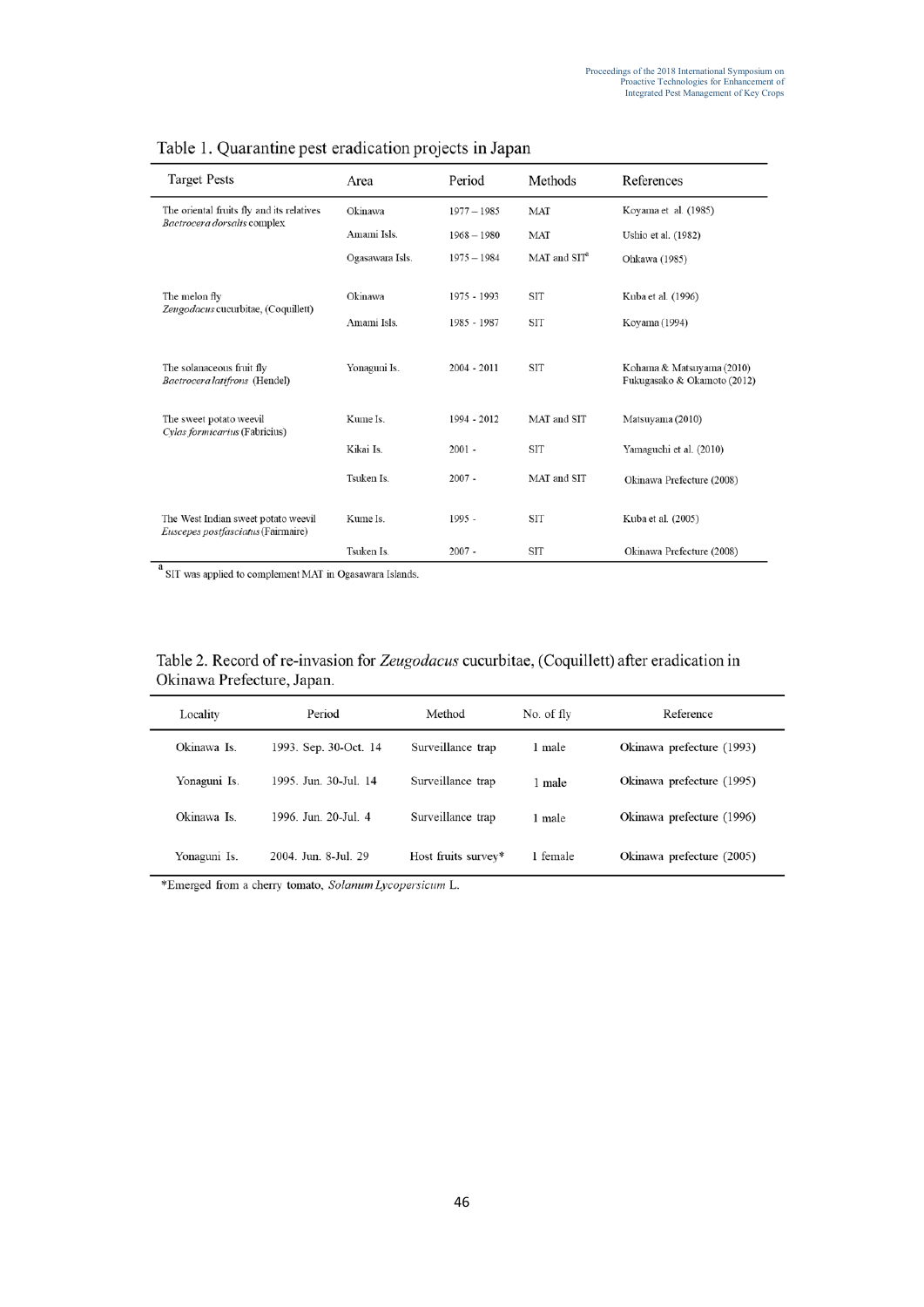Table 1. Quarantine pest eradication projects in Japan

| Target Pests | Area | Period | Methods | References |
|---|---|---|---|---|
| The oriental fruits fly and its relatives *Bactrocera dorsalis* complex | Okinawa | 1977 – 1985 | MAT | Koyama et al. (1985) |
| | Amami Isls. | 1968 – 1980 | MAT | Ushio et al. (1982) |
| | Ogasawara Isls. | 1975 – 1984 | MAT and SIT[a] | Ohkawa (1985) |
| The melon fly *Zeugodacus* cucurbitae, (Coquillett) | Okinawa | 1975 - 1993 | SIT | Kuba et al. (1996) |
| | Amami Isls. | 1985 - 1987 | SIT | Koyama (1994) |
| The solanaceous fruit fly *Bactrocera latifrons* (Hendel) | Yonaguni Is. | 2004 - 2011 | SIT | Kohama & Matsuyama (2010) Fukugasako & Okamoto (2012) |
| The sweet potato weevil *Cylas formicarius* (Fabricius) | Kume Is. | 1994 - 2012 | MAT and SIT | Matsuyama (2010) |
| | Kikai Is. | 2001 - | SIT | Yamaguchi et al. (2010) |
| | Tsuken Is. | 2007 - | MAT and SIT | Okinawa Prefecture (2008) |
| The West Indian sweet potato weevil *Euscepes postfasciatus* (Fairmaire) | Kume Is. | 1995 - | SIT | Kuba et al. (2005) |
| | Tsuken Is. | 2007 - | SIT | Okinawa Prefecture (2008) |

[a] SIT was applied to complement MAT in Ogasawara Islands.

Table 2. Record of re-invasion for *Zeugodacus* cucurbitae, (Coquillett) after eradication in Okinawa Prefecture, Japan.

| Locality | Period | Method | No. of fly | Reference |
|---|---|---|---|---|
| Okinawa Is. | 1993. Sep. 30-Oct. 14 | Surveillance trap | 1 male | Okinawa prefecture (1993) |
| Yonaguni Is. | 1995. Jun. 30-Jul. 14 | Surveillance trap | 1 male | Okinawa prefecture (1995) |
| Okinawa Is. | 1996. Jun. 20-Jul. 4 | Surveillance trap | 1 male | Okinawa prefecture (1996) |
| Yonaguni Is. | 2004. Jun. 8-Jul. 29 | Host fruits survey* | 1 female | Okinawa prefecture (2005) |

*Emerged from a cherry tomato, *Solanum Lycopersicum* L.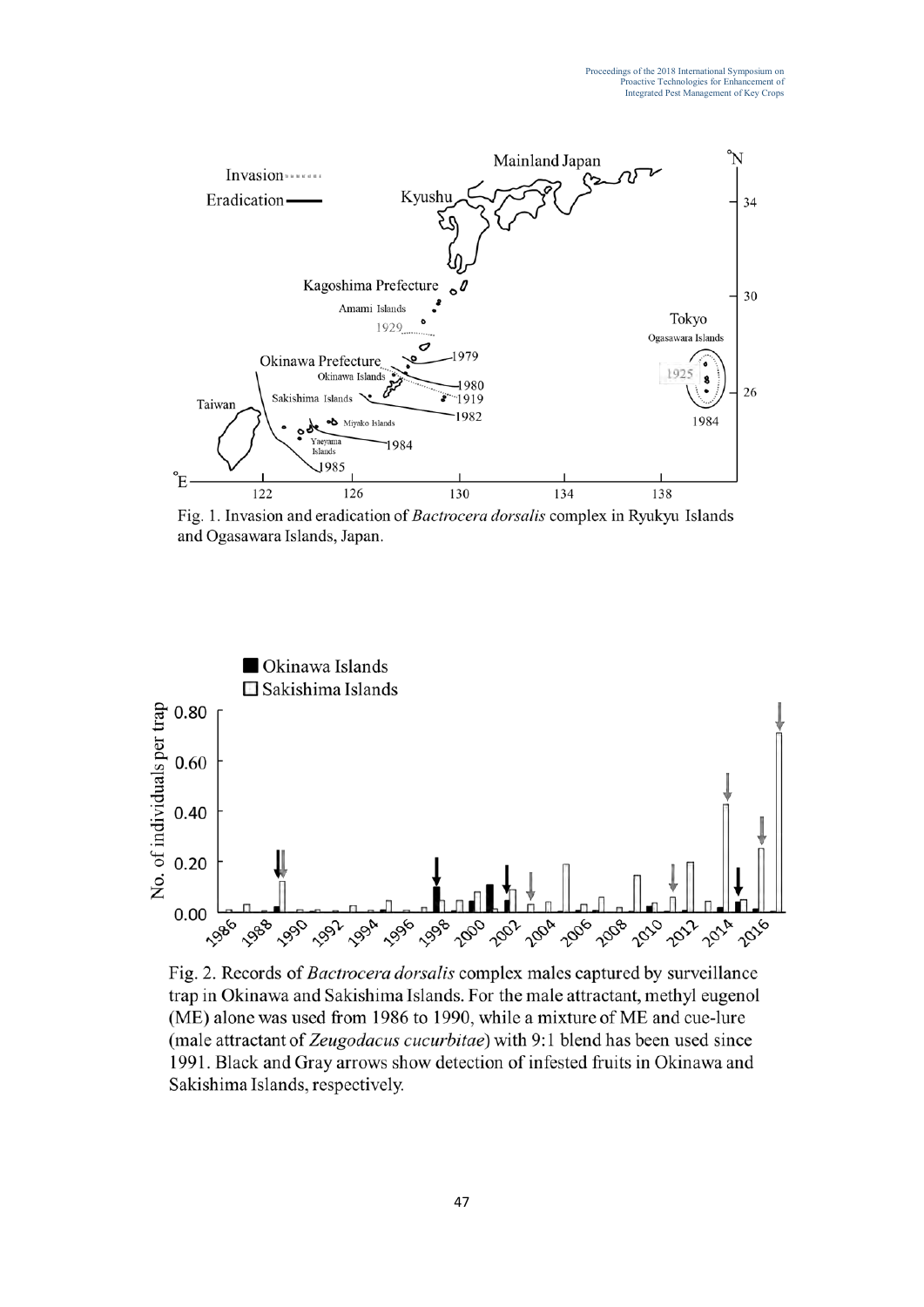Fig. 1. Invasion and eradication of *Bactrocera dorsalis* complex in Ryukyu Islands and Ogasawara Islands, Japan.

Fig. 2. Records of *Bactrocera dorsalis* complex males captured by surveillance trap in Okinawa and Sakishima Islands. For the male attractant, methyl eugenol (ME) alone was used from 1986 to 1990, while a mixture of ME and cue-lure (male attractant of *Zeugodacus cucurbitae*) with 9:1 blend has been used since 1991. Black and Gray arrows show detection of infested fruits in Okinawa and Sakishima Islands, respectively.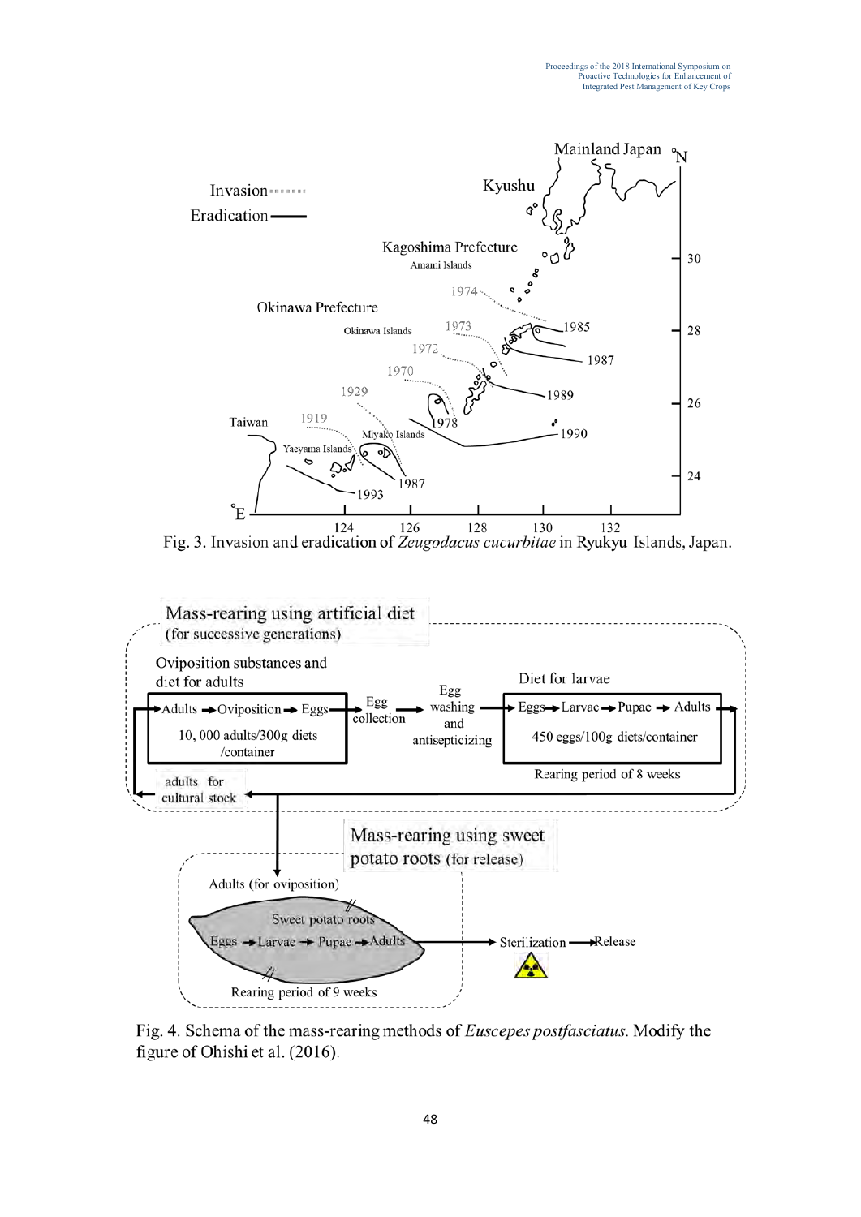Mainland Japan

N

Kyushu

Invasion

Eradication

Kagoshima Prefecture

Amami Islands

30

1974

Okinawa Prefecture

1985

28

Okinawa Islands

1973

1987

1972

1970

1989

26

1929

1978

Taiwan

1919

Miyako Islands

1990

Yaeyama Islands

24

1987

1993

°E

124

126

128

130

132

Fig. 3. Invasion and eradication of *Zeugodacus cucurbitae* in Ryukyu Islands, Japan.

Mass-rearing using artificial diet
(for successive generations)

Oviposition substances and diet for adults

Adults → Oviposition → Eggs

10, 000 adults/300g diets /container

Egg collection

Egg washing and antisepticizing

Diet for larvae

Eggs → Larvae → Pupae → Adults

450 eggs/100g diets/container

Rearing period of 8 weeks

adults for cultural stock

Mass-rearing using sweet potato roots (for release)

Adults (for oviposition)

Sweet potato roots

Eggs → Larvae → Pupae → Adults

Rearing period of 9 weeks

Sterilization → Release

Fig. 4. Schema of the mass-rearing methods of *Euscepes postfasciatus*. Modify the figure of Ohishi et al. (2016).